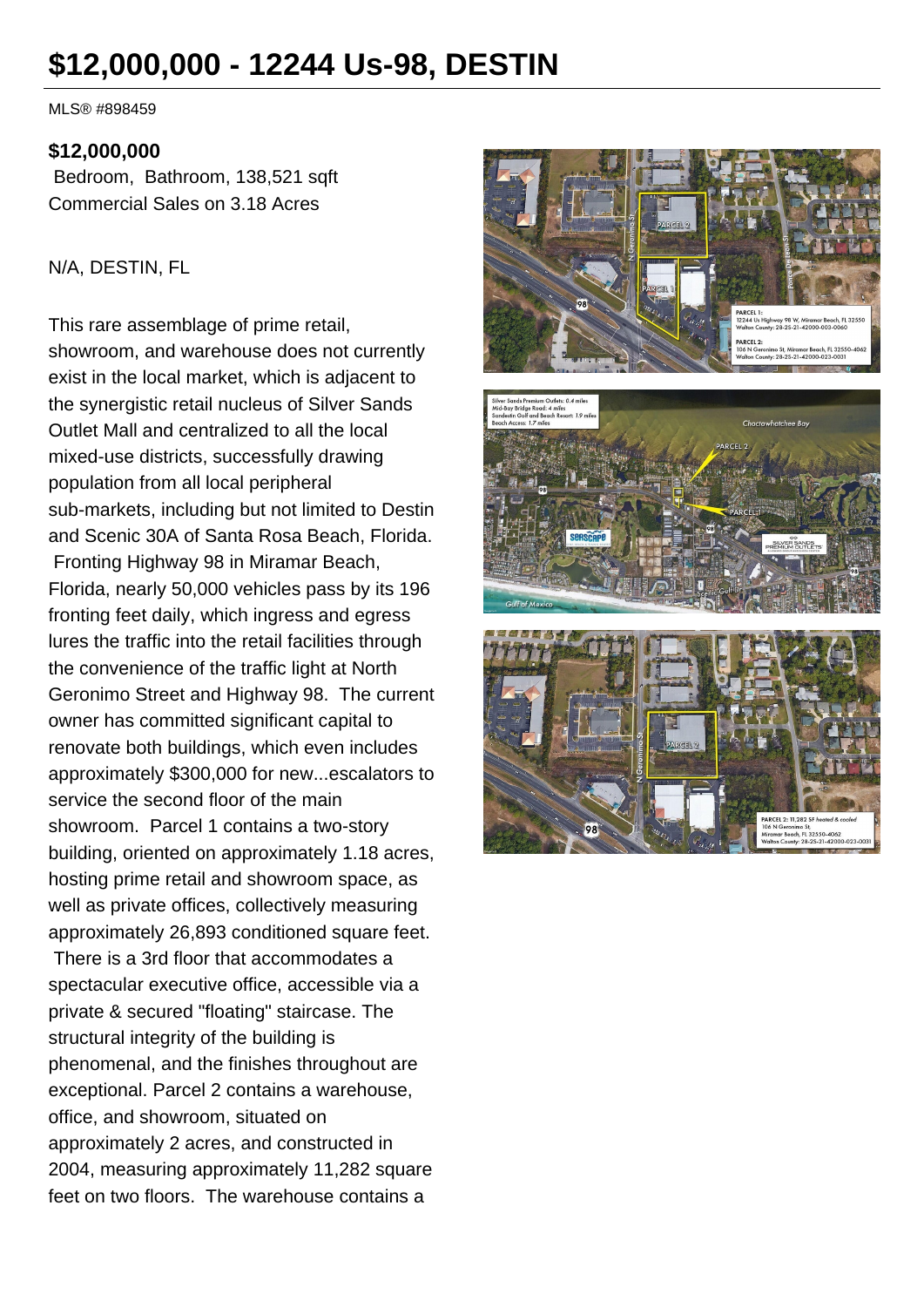# $12,000,000 - 12244 Us-98, DESTIN

MLS® #898459

**$12,000,000**

Bedroom, Bathroom, 138,521 sqft
Commercial Sales on 3.18 Acres

N/A, DESTIN, FL

This rare assemblage of prime retail, showroom, and warehouse does not currently exist in the local market, which is adjacent to the synergistic retail nucleus of Silver Sands Outlet Mall and centralized to all the local mixed-use districts, successfully drawing population from all local peripheral sub-markets, including but not limited to Destin and Scenic 30A of Santa Rosa Beach, Florida. Fronting Highway 98 in Miramar Beach, Florida, nearly 50,000 vehicles pass by its 196 fronting feet daily, which ingress and egress lures the traffic into the retail facilities through the convenience of the traffic light at North Geronimo Street and Highway 98. The current owner has committed significant capital to renovate both buildings, which even includes approximately $300,000 for new...escalators to service the second floor of the main showroom. Parcel 1 contains a two-story building, oriented on approximately 1.18 acres, hosting prime retail and showroom space, as well as private offices, collectively measuring approximately 26,893 conditioned square feet. There is a 3rd floor that accommodates a spectacular executive office, accessible via a private & secured "floating" staircase. The structural integrity of the building is phenomenal, and the finishes throughout are exceptional. Parcel 2 contains a warehouse, office, and showroom, situated on approximately 2 acres, and constructed in 2004, measuring approximately 11,282 square feet on two floors. The warehouse contains a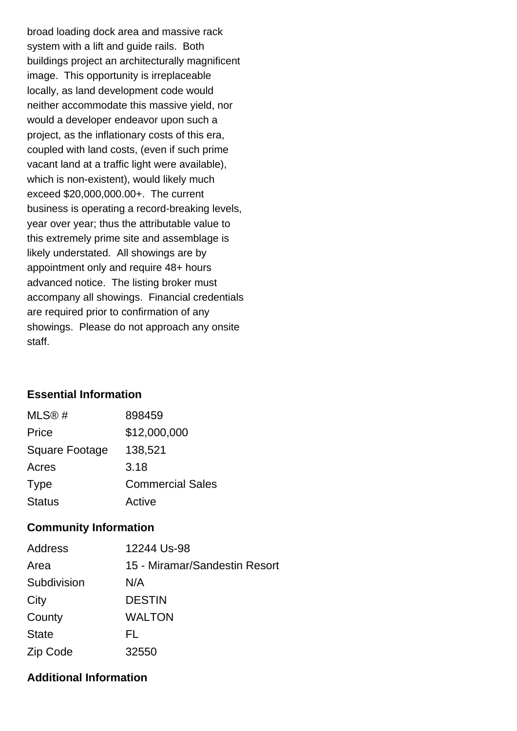broad loading dock area and massive rack system with a lift and guide rails. Both buildings project an architecturally magnificent image. This opportunity is irreplaceable locally, as land development code would neither accommodate this massive yield, nor would a developer endeavor upon such a project, as the inflationary costs of this era, coupled with land costs, (even if such prime vacant land at a traffic light were available), which is non-existent), would likely much exceed $20,000,000.00+. The current business is operating a record-breaking levels, year over year; thus the attributable value to this extremely prime site and assemblage is likely understated. All showings are by appointment only and require 48+ hours advanced notice. The listing broker must accompany all showings. Financial credentials are required prior to confirmation of any showings. Please do not approach any onsite staff.

## Essential Information

| | |
|---|---|
| MLS® # | 898459 |
| Price | $12,000,000 |
| Square Footage | 138,521 |
| Acres | 3.18 |
| Type | Commercial Sales |
| Status | Active |

## Community Information

| | |
|---|---|
| Address | 12244 Us-98 |
| Area | 15 - Miramar/Sandestin Resort |
| Subdivision | N/A |
| City | DESTIN |
| County | WALTON |
| State | FL |
| Zip Code | 32550 |

## Additional Information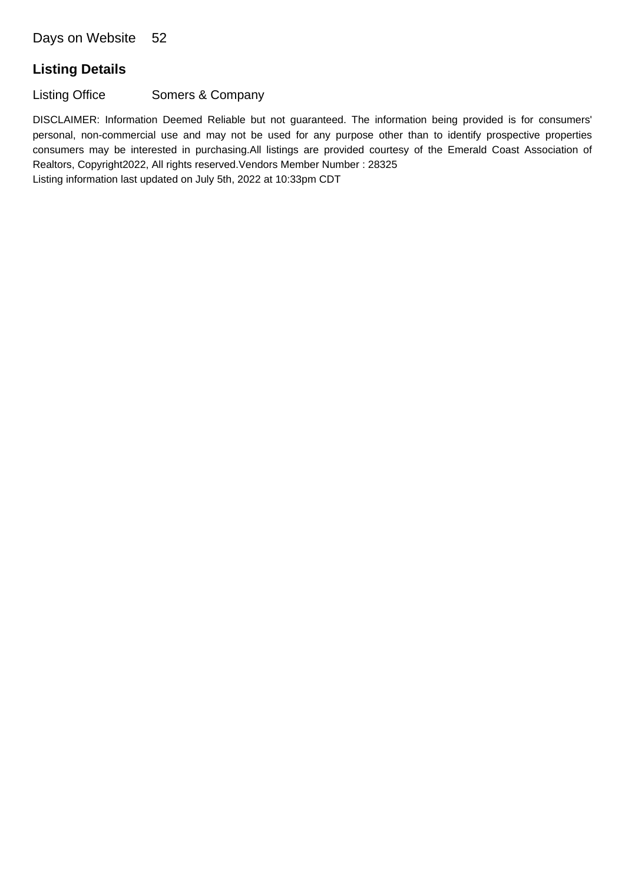Days on Website 52

## Listing Details

Listing Office Somers & Company

DISCLAIMER: Information Deemed Reliable but not guaranteed. The information being provided is for consumers' personal, non-commercial use and may not be used for any purpose other than to identify prospective properties consumers may be interested in purchasing.All listings are provided courtesy of the Emerald Coast Association of Realtors, Copyright2022, All rights reserved.Vendors Member Number : 28325
Listing information last updated on July 5th, 2022 at 10:33pm CDT